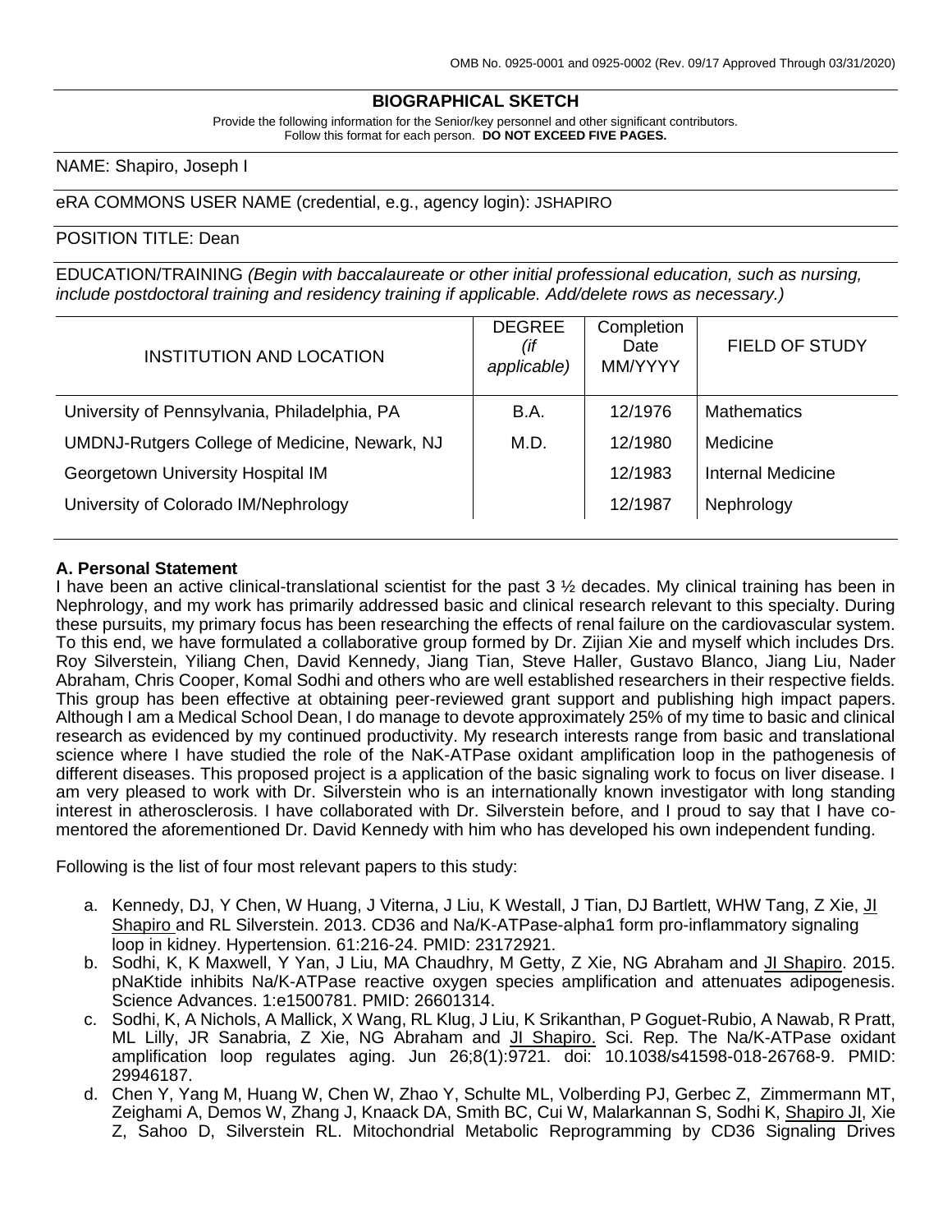OMB No. 0925-0001 and 0925-0002 (Rev. 09/17 Approved Through 03/31/2020)

# BIOGRAPHICAL SKETCH

Provide the following information for the Senior/key personnel and other significant contributors.
Follow this format for each person. **DO NOT EXCEED FIVE PAGES.**

NAME: Shapiro, Joseph I

eRA COMMONS USER NAME (credential, e.g., agency login): JSHAPIRO

POSITION TITLE: Dean

EDUCATION/TRAINING *(Begin with baccalaureate or other initial professional education, such as nursing, include postdoctoral training and residency training if applicable. Add/delete rows as necessary.)*

| INSTITUTION AND LOCATION | DEGREE *(if applicable)* | Completion Date MM/YYYY | FIELD OF STUDY |
|---|---|---|---|
| University of Pennsylvania, Philadelphia, PA | B.A. | 12/1976 | Mathematics |
| UMDNJ-Rutgers College of Medicine, Newark, NJ | M.D. | 12/1980 | Medicine |
| Georgetown University Hospital IM | | 12/1983 | Internal Medicine |
| University of Colorado IM/Nephrology | | 12/1987 | Nephrology |

## A. Personal Statement

I have been an active clinical-translational scientist for the past 3 ½ decades. My clinical training has been in Nephrology, and my work has primarily addressed basic and clinical research relevant to this specialty. During these pursuits, my primary focus has been researching the effects of renal failure on the cardiovascular system. To this end, we have formulated a collaborative group formed by Dr. Zijian Xie and myself which includes Drs. Roy Silverstein, Yiliang Chen, David Kennedy, Jiang Tian, Steve Haller, Gustavo Blanco, Jiang Liu, Nader Abraham, Chris Cooper, Komal Sodhi and others who are well established researchers in their respective fields. This group has been effective at obtaining peer-reviewed grant support and publishing high impact papers. Although I am a Medical School Dean, I do manage to devote approximately 25% of my time to basic and clinical research as evidenced by my continued productivity. My research interests range from basic and translational science where I have studied the role of the NaK-ATPase oxidant amplification loop in the pathogenesis of different diseases. This proposed project is a application of the basic signaling work to focus on liver disease. I am very pleased to work with Dr. Silverstein who is an internationally known investigator with long standing interest in atherosclerosis. I have collaborated with Dr. Silverstein before, and I proud to say that I have co-mentored the aforementioned Dr. David Kennedy with him who has developed his own independent funding.

Following is the list of four most relevant papers to this study:

a. Kennedy, DJ, Y Chen, W Huang, J Viterna, J Liu, K Westall, J Tian, DJ Bartlett, WHW Tang, Z Xie, JI Shapiro and RL Silverstein. 2013. CD36 and Na/K-ATPase-alpha1 form pro-inflammatory signaling loop in kidney. Hypertension. 61:216-24. PMID: 23172921.
b. Sodhi, K, K Maxwell, Y Yan, J Liu, MA Chaudhry, M Getty, Z Xie, NG Abraham and JI Shapiro. 2015. pNaKtide inhibits Na/K-ATPase reactive oxygen species amplification and attenuates adipogenesis. Science Advances. 1:e1500781. PMID: 26601314.
c. Sodhi, K, A Nichols, A Mallick, X Wang, RL Klug, J Liu, K Srikanthan, P Goguet-Rubio, A Nawab, R Pratt, ML Lilly, JR Sanabria, Z Xie, NG Abraham and JI Shapiro. Sci. Rep. The Na/K-ATPase oxidant amplification loop regulates aging. Jun 26;8(1):9721. doi: 10.1038/s41598-018-26768-9. PMID: 29946187.
d. Chen Y, Yang M, Huang W, Chen W, Zhao Y, Schulte ML, Volberding PJ, Gerbec Z, Zimmermann MT, Zeighami A, Demos W, Zhang J, Knaack DA, Smith BC, Cui W, Malarkannan S, Sodhi K, Shapiro JI, Xie Z, Sahoo D, Silverstein RL. Mitochondrial Metabolic Reprogramming by CD36 Signaling Drives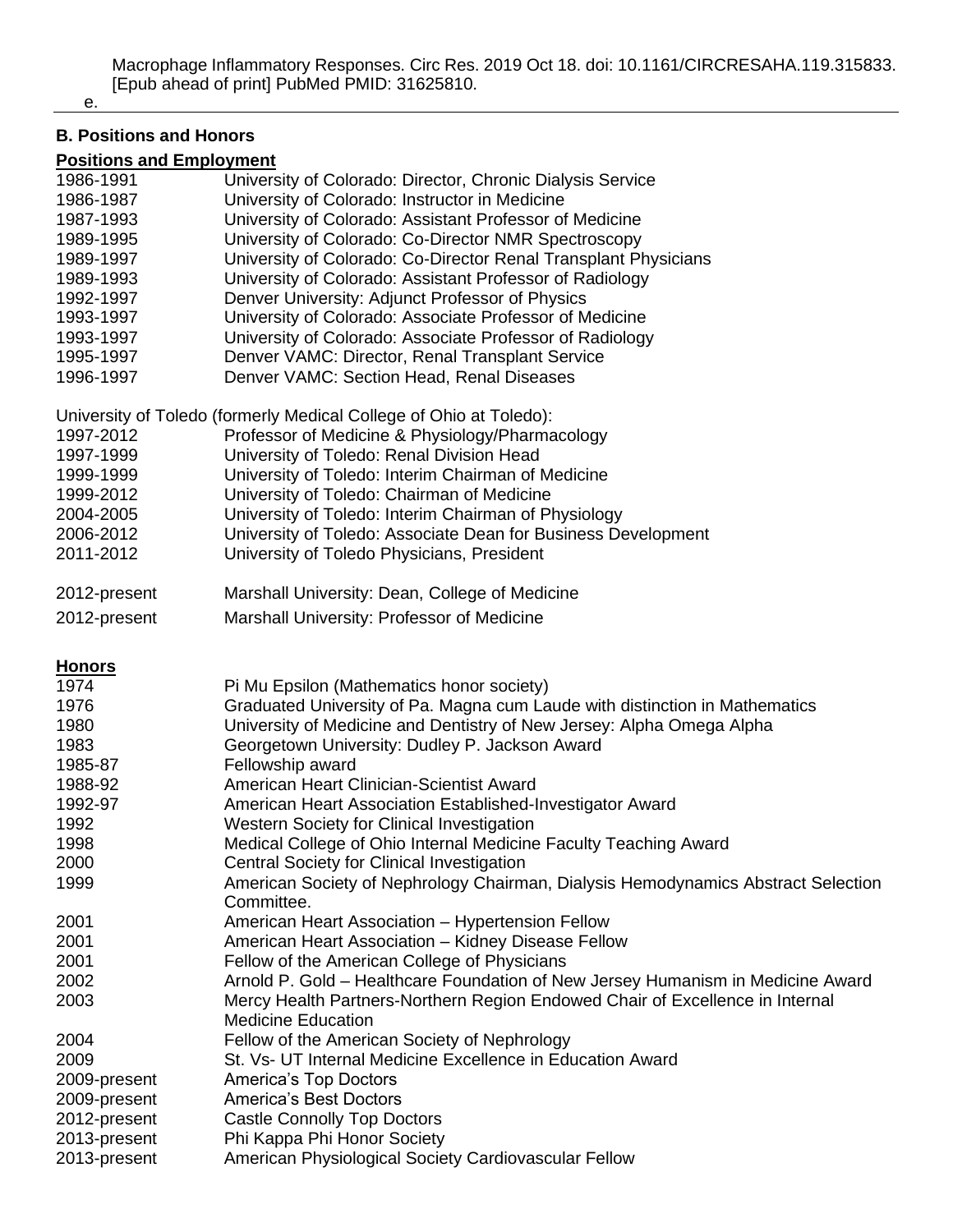Macrophage Inflammatory Responses. Circ Res. 2019 Oct 18. doi: 10.1161/CIRCRESAHA.119.315833. [Epub ahead of print] PubMed PMID: 31625810.

e.

---

**B. Positions and Honors**

**Positions and Employment**

| | |
|---|---|
| 1986-1991 | University of Colorado: Director, Chronic Dialysis Service |
| 1986-1987 | University of Colorado: Instructor in Medicine |
| 1987-1993 | University of Colorado: Assistant Professor of Medicine |
| 1989-1995 | University of Colorado: Co-Director NMR Spectroscopy |
| 1989-1997 | University of Colorado: Co-Director Renal Transplant Physicians |
| 1989-1993 | University of Colorado: Assistant Professor of Radiology |
| 1992-1997 | Denver University: Adjunct Professor of Physics |
| 1993-1997 | University of Colorado: Associate Professor of Medicine |
| 1993-1997 | University of Colorado: Associate Professor of Radiology |
| 1995-1997 | Denver VAMC: Director, Renal Transplant Service |
| 1996-1997 | Denver VAMC: Section Head, Renal Diseases |

University of Toledo (formerly Medical College of Ohio at Toledo):

| | |
|---|---|
| 1997-2012 | Professor of Medicine & Physiology/Pharmacology |
| 1997-1999 | University of Toledo: Renal Division Head |
| 1999-1999 | University of Toledo: Interim Chairman of Medicine |
| 1999-2012 | University of Toledo: Chairman of Medicine |
| 2004-2005 | University of Toledo: Interim Chairman of Physiology |
| 2006-2012 | University of Toledo: Associate Dean for Business Development |
| 2011-2012 | University of Toledo Physicians, President |
| 2012-present | Marshall University: Dean, College of Medicine |
| 2012-present | Marshall University: Professor of Medicine |

**Honors**

| | |
|---|---|
| 1974 | Pi Mu Epsilon (Mathematics honor society) |
| 1976 | Graduated University of Pa. Magna cum Laude with distinction in Mathematics |
| 1980 | University of Medicine and Dentistry of New Jersey: Alpha Omega Alpha |
| 1983 | Georgetown University: Dudley P. Jackson Award |
| 1985-87 | Fellowship award |
| 1988-92 | American Heart Clinician-Scientist Award |
| 1992-97 | American Heart Association Established-Investigator Award |
| 1992 | Western Society for Clinical Investigation |
| 1998 | Medical College of Ohio Internal Medicine Faculty Teaching Award |
| 2000 | Central Society for Clinical Investigation |
| 1999 | American Society of Nephrology Chairman, Dialysis Hemodynamics Abstract Selection Committee. |
| 2001 | American Heart Association – Hypertension Fellow |
| 2001 | American Heart Association – Kidney Disease Fellow |
| 2001 | Fellow of the American College of Physicians |
| 2002 | Arnold P. Gold – Healthcare Foundation of New Jersey Humanism in Medicine Award |
| 2003 | Mercy Health Partners-Northern Region Endowed Chair of Excellence in Internal Medicine Education |
| 2004 | Fellow of the American Society of Nephrology |
| 2009 | St. Vs- UT Internal Medicine Excellence in Education Award |
| 2009-present | America's Top Doctors |
| 2009-present | America's Best Doctors |
| 2012-present | Castle Connolly Top Doctors |
| 2013-present | Phi Kappa Phi Honor Society |
| 2013-present | American Physiological Society Cardiovascular Fellow |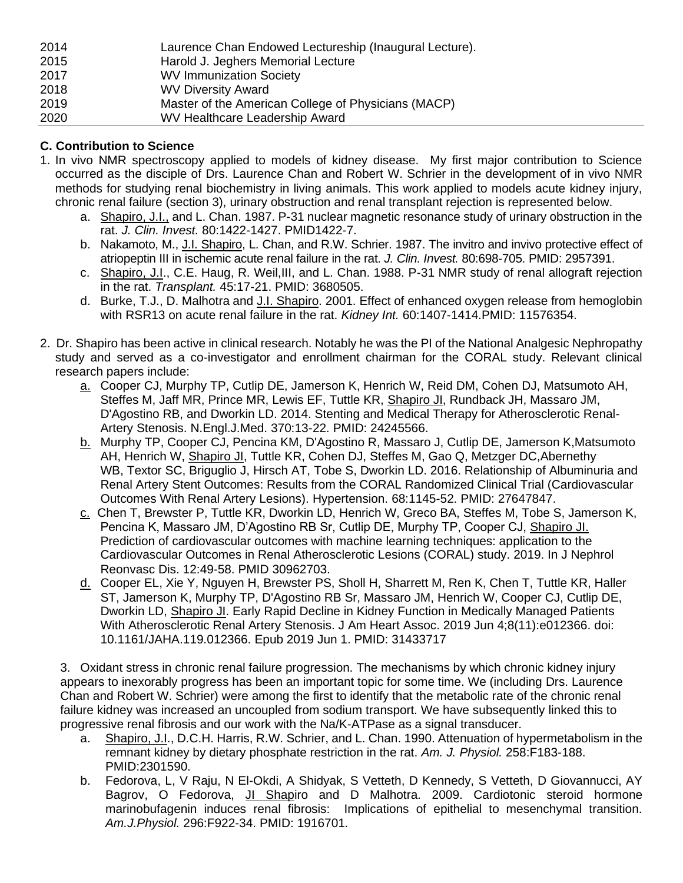| | |
|---|---|
| 2014 | Laurence Chan Endowed Lectureship (Inaugural Lecture). |
| 2015 | Harold J. Jeghers Memorial Lecture |
| 2017 | WV Immunization Society |
| 2018 | WV Diversity Award |
| 2019 | Master of the American College of Physicians (MACP) |
| 2020 | WV Healthcare Leadership Award |

**C. Contribution to Science**

1. In vivo NMR spectroscopy applied to models of kidney disease. My first major contribution to Science occurred as the disciple of Drs. Laurence Chan and Robert W. Schrier in the development of in vivo NMR methods for studying renal biochemistry in living animals. This work applied to models acute kidney injury, chronic renal failure (section 3), urinary obstruction and renal transplant rejection is represented below.
   a. Shapiro, J.I., and L. Chan. 1987. P-31 nuclear magnetic resonance study of urinary obstruction in the rat. *J. Clin. Invest.* 80:1422-1427. PMID1422-7.
   b. Nakamoto, M., J.I. Shapiro, L. Chan, and R.W. Schrier. 1987. The invitro and invivo protective effect of atriopeptin III in ischemic acute renal failure in the rat. *J. Clin. Invest.* 80:698-705. PMID: 2957391.
   c. Shapiro, J.I., C.E. Haug, R. Weil,III, and L. Chan. 1988. P-31 NMR study of renal allograft rejection in the rat. *Transplant.* 45:17-21. PMID: 3680505.
   d. Burke, T.J., D. Malhotra and J.I. Shapiro. 2001. Effect of enhanced oxygen release from hemoglobin with RSR13 on acute renal failure in the rat. *Kidney Int.* 60:1407-1414.PMID: 11576354.

2. Dr. Shapiro has been active in clinical research. Notably he was the PI of the National Analgesic Nephropathy study and served as a co-investigator and enrollment chairman for the CORAL study. Relevant clinical research papers include:
   a. Cooper CJ, Murphy TP, Cutlip DE, Jamerson K, Henrich W, Reid DM, Cohen DJ, Matsumoto AH, Steffes M, Jaff MR, Prince MR, Lewis EF, Tuttle KR, Shapiro JI, Rundback JH, Massaro JM, D'Agostino RB, and Dworkin LD. 2014. Stenting and Medical Therapy for Atherosclerotic Renal-Artery Stenosis. N.Engl.J.Med. 370:13-22. PMID: 24245566.
   b. Murphy TP, Cooper CJ, Pencina KM, D'Agostino R, Massaro J, Cutlip DE, Jamerson K,Matsumoto AH, Henrich W, Shapiro JI, Tuttle KR, Cohen DJ, Steffes M, Gao Q, Metzger DC,Abernethy WB, Textor SC, Briguglio J, Hirsch AT, Tobe S, Dworkin LD. 2016. Relationship of Albuminuria and Renal Artery Stent Outcomes: Results from the CORAL Randomized Clinical Trial (Cardiovascular Outcomes With Renal Artery Lesions). Hypertension. 68:1145-52. PMID: 27647847.
   c. Chen T, Brewster P, Tuttle KR, Dworkin LD, Henrich W, Greco BA, Steffes M, Tobe S, Jamerson K, Pencina K, Massaro JM, D'Agostino RB Sr, Cutlip DE, Murphy TP, Cooper CJ, Shapiro JI. Prediction of cardiovascular outcomes with machine learning techniques: application to the Cardiovascular Outcomes in Renal Atherosclerotic Lesions (CORAL) study. 2019. In J Nephrol Reonvasc Dis. 12:49-58. PMID 30962703.
   d. Cooper EL, Xie Y, Nguyen H, Brewster PS, Sholl H, Sharrett M, Ren K, Chen T, Tuttle KR, Haller ST, Jamerson K, Murphy TP, D'Agostino RB Sr, Massaro JM, Henrich W, Cooper CJ, Cutlip DE, Dworkin LD, Shapiro JI. Early Rapid Decline in Kidney Function in Medically Managed Patients With Atherosclerotic Renal Artery Stenosis. J Am Heart Assoc. 2019 Jun 4;8(11):e012366. doi: 10.1161/JAHA.119.012366. Epub 2019 Jun 1. PMID: 31433717

3. Oxidant stress in chronic renal failure progression. The mechanisms by which chronic kidney injury appears to inexorably progress has been an important topic for some time. We (including Drs. Laurence Chan and Robert W. Schrier) were among the first to identify that the metabolic rate of the chronic renal failure kidney was increased an uncoupled from sodium transport. We have subsequently linked this to progressive renal fibrosis and our work with the Na/K-ATPase as a signal transducer.
   a. Shapiro, J.I., D.C.H. Harris, R.W. Schrier, and L. Chan. 1990. Attenuation of hypermetabolism in the remnant kidney by dietary phosphate restriction in the rat. *Am. J. Physiol.* 258:F183-188. PMID:2301590.
   b. Fedorova, L, V Raju, N El-Okdi, A Shidyak, S Vetteth, D Kennedy, S Vetteth, D Giovannucci, AY Bagrov, O Fedorova, JI Shapiro and D Malhotra. 2009. Cardiotonic steroid hormone marinobufagenin induces renal fibrosis: Implications of epithelial to mesenchymal transition. *Am.J.Physiol.* 296:F922-34. PMID: 1916701.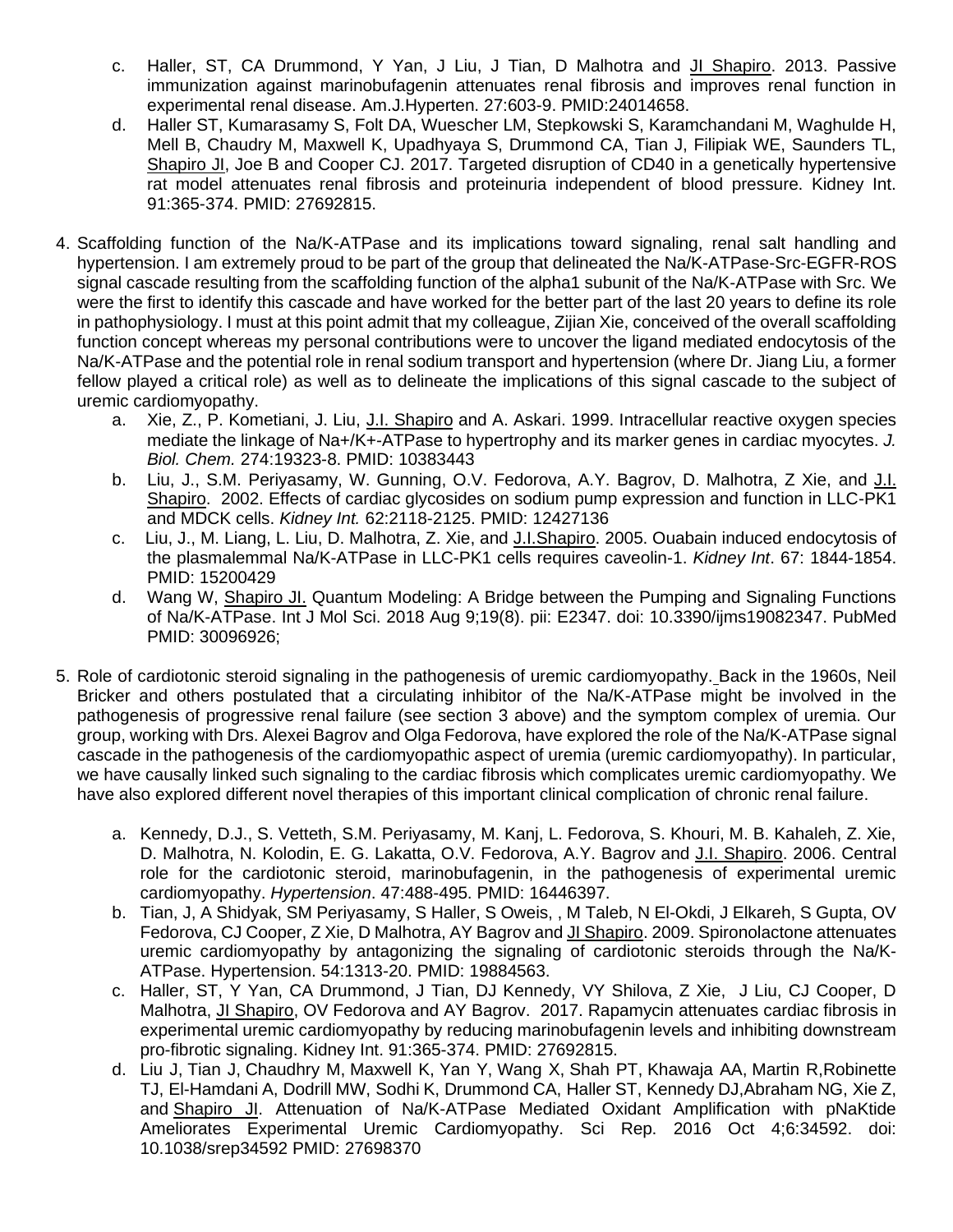c. Haller, ST, CA Drummond, Y Yan, J Liu, J Tian, D Malhotra and JI Shapiro. 2013. Passive immunization against marinobufagenin attenuates renal fibrosis and improves renal function in experimental renal disease. Am.J.Hyperten. 27:603-9. PMID:24014658.

d. Haller ST, Kumarasamy S, Folt DA, Wuescher LM, Stepkowski S, Karamchandani M, Waghulde H, Mell B, Chaudry M, Maxwell K, Upadhyaya S, Drummond CA, Tian J, Filipiak WE, Saunders TL, Shapiro JI, Joe B and Cooper CJ. 2017. Targeted disruption of CD40 in a genetically hypertensive rat model attenuates renal fibrosis and proteinuria independent of blood pressure. Kidney Int. 91:365-374. PMID: 27692815.

4. Scaffolding function of the Na/K-ATPase and its implications toward signaling, renal salt handling and hypertension. I am extremely proud to be part of the group that delineated the Na/K-ATPase-Src-EGFR-ROS signal cascade resulting from the scaffolding function of the alpha1 subunit of the Na/K-ATPase with Src. We were the first to identify this cascade and have worked for the better part of the last 20 years to define its role in pathophysiology. I must at this point admit that my colleague, Zijian Xie, conceived of the overall scaffolding function concept whereas my personal contributions were to uncover the ligand mediated endocytosis of the Na/K-ATPase and the potential role in renal sodium transport and hypertension (where Dr. Jiang Liu, a former fellow played a critical role) as well as to delineate the implications of this signal cascade to the subject of uremic cardiomyopathy.

   a. Xie, Z., P. Kometiani, J. Liu, J.I. Shapiro and A. Askari. 1999. Intracellular reactive oxygen species mediate the linkage of Na+/K+-ATPase to hypertrophy and its marker genes in cardiac myocytes. *J. Biol. Chem.* 274:19323-8. PMID: 10383443

   b. Liu, J., S.M. Periyasamy, W. Gunning, O.V. Fedorova, A.Y. Bagrov, D. Malhotra, Z Xie, and J.I. Shapiro. 2002. Effects of cardiac glycosides on sodium pump expression and function in LLC-PK1 and MDCK cells. *Kidney Int.* 62:2118-2125. PMID: 12427136

   c. Liu, J., M. Liang, L. Liu, D. Malhotra, Z. Xie, and J.I.Shapiro. 2005. Ouabain induced endocytosis of the plasmalemmal Na/K-ATPase in LLC-PK1 cells requires caveolin-1. *Kidney Int*. 67: 1844-1854. PMID: 15200429

   d. Wang W, Shapiro JI. Quantum Modeling: A Bridge between the Pumping and Signaling Functions of Na/K-ATPase. Int J Mol Sci. 2018 Aug 9;19(8). pii: E2347. doi: 10.3390/ijms19082347. PubMed PMID: 30096926;

5. Role of cardiotonic steroid signaling in the pathogenesis of uremic cardiomyopathy. Back in the 1960s, Neil Bricker and others postulated that a circulating inhibitor of the Na/K-ATPase might be involved in the pathogenesis of progressive renal failure (see section 3 above) and the symptom complex of uremia. Our group, working with Drs. Alexei Bagrov and Olga Fedorova, have explored the role of the Na/K-ATPase signal cascade in the pathogenesis of the cardiomyopathic aspect of uremia (uremic cardiomyopathy). In particular, we have causally linked such signaling to the cardiac fibrosis which complicates uremic cardiomyopathy. We have also explored different novel therapies of this important clinical complication of chronic renal failure.

   a. Kennedy, D.J., S. Vetteth, S.M. Periyasamy, M. Kanj, L. Fedorova, S. Khouri, M. B. Kahaleh, Z. Xie, D. Malhotra, N. Kolodin, E. G. Lakatta, O.V. Fedorova, A.Y. Bagrov and J.I. Shapiro. 2006. Central role for the cardiotonic steroid, marinobufagenin, in the pathogenesis of experimental uremic cardiomyopathy. *Hypertension*. 47:488-495. PMID: 16446397.

   b. Tian, J, A Shidyak, SM Periyasamy, S Haller, S Oweis, , M Taleb, N El-Okdi, J Elkareh, S Gupta, OV Fedorova, CJ Cooper, Z Xie, D Malhotra, AY Bagrov and JI Shapiro. 2009. Spironolactone attenuates uremic cardiomyopathy by antagonizing the signaling of cardiotonic steroids through the Na/K-ATPase. Hypertension. 54:1313-20. PMID: 19884563.

   c. Haller, ST, Y Yan, CA Drummond, J Tian, DJ Kennedy, VY Shilova, Z Xie, J Liu, CJ Cooper, D Malhotra, JI Shapiro, OV Fedorova and AY Bagrov. 2017. Rapamycin attenuates cardiac fibrosis in experimental uremic cardiomyopathy by reducing marinobufagenin levels and inhibiting downstream pro-fibrotic signaling. Kidney Int. 91:365-374. PMID: 27692815.

   d. Liu J, Tian J, Chaudhry M, Maxwell K, Yan Y, Wang X, Shah PT, Khawaja AA, Martin R,Robinette TJ, El-Hamdani A, Dodrill MW, Sodhi K, Drummond CA, Haller ST, Kennedy DJ,Abraham NG, Xie Z, and Shapiro JI. Attenuation of Na/K-ATPase Mediated Oxidant Amplification with pNaKtide Ameliorates Experimental Uremic Cardiomyopathy. Sci Rep. 2016 Oct 4;6:34592. doi: 10.1038/srep34592 PMID: 27698370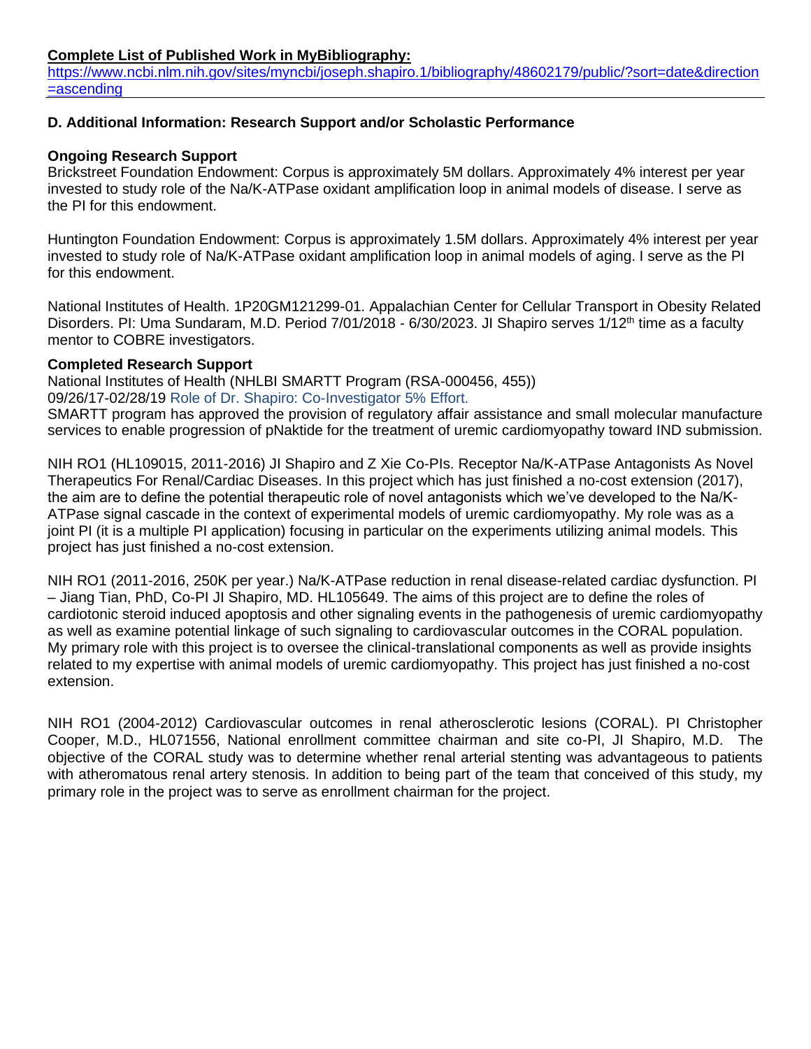**Complete List of Published Work in MyBibliography:**
https://www.ncbi.nlm.nih.gov/sites/myncbi/joseph.shapiro.1/bibliography/48602179/public/?sort=date&direction=ascending

### D. Additional Information: Research Support and/or Scholastic Performance

**Ongoing Research Support**

Brickstreet Foundation Endowment: Corpus is approximately 5M dollars. Approximately 4% interest per year invested to study role of the Na/K-ATPase oxidant amplification loop in animal models of disease. I serve as the PI for this endowment.

Huntington Foundation Endowment: Corpus is approximately 1.5M dollars. Approximately 4% interest per year invested to study role of Na/K-ATPase oxidant amplification loop in animal models of aging. I serve as the PI for this endowment.

National Institutes of Health. 1P20GM121299-01. Appalachian Center for Cellular Transport in Obesity Related Disorders. PI: Uma Sundaram, M.D. Period 7/01/2018 - 6/30/2023. JI Shapiro serves 1/12th time as a faculty mentor to COBRE investigators.

**Completed Research Support**

National Institutes of Health (NHLBI SMARTT Program (RSA-000456, 455))
09/26/17-02/28/19 Role of Dr. Shapiro: Co-Investigator 5% Effort.
SMARTT program has approved the provision of regulatory affair assistance and small molecular manufacture services to enable progression of pNaktide for the treatment of uremic cardiomyopathy toward IND submission.

NIH RO1 (HL109015, 2011-2016) JI Shapiro and Z Xie Co-PIs. Receptor Na/K-ATPase Antagonists As Novel Therapeutics For Renal/Cardiac Diseases. In this project which has just finished a no-cost extension (2017), the aim are to define the potential therapeutic role of novel antagonists which we've developed to the Na/K-ATPase signal cascade in the context of experimental models of uremic cardiomyopathy. My role was as a joint PI (it is a multiple PI application) focusing in particular on the experiments utilizing animal models. This project has just finished a no-cost extension.

NIH RO1 (2011-2016, 250K per year.) Na/K-ATPase reduction in renal disease-related cardiac dysfunction. PI – Jiang Tian, PhD, Co-PI JI Shapiro, MD. HL105649. The aims of this project are to define the roles of cardiotonic steroid induced apoptosis and other signaling events in the pathogenesis of uremic cardiomyopathy as well as examine potential linkage of such signaling to cardiovascular outcomes in the CORAL population. My primary role with this project is to oversee the clinical-translational components as well as provide insights related to my expertise with animal models of uremic cardiomyopathy. This project has just finished a no-cost extension.

NIH RO1 (2004-2012) Cardiovascular outcomes in renal atherosclerotic lesions (CORAL). PI Christopher Cooper, M.D., HL071556, National enrollment committee chairman and site co-PI, JI Shapiro, M.D. The objective of the CORAL study was to determine whether renal arterial stenting was advantageous to patients with atheromatous renal artery stenosis. In addition to being part of the team that conceived of this study, my primary role in the project was to serve as enrollment chairman for the project.